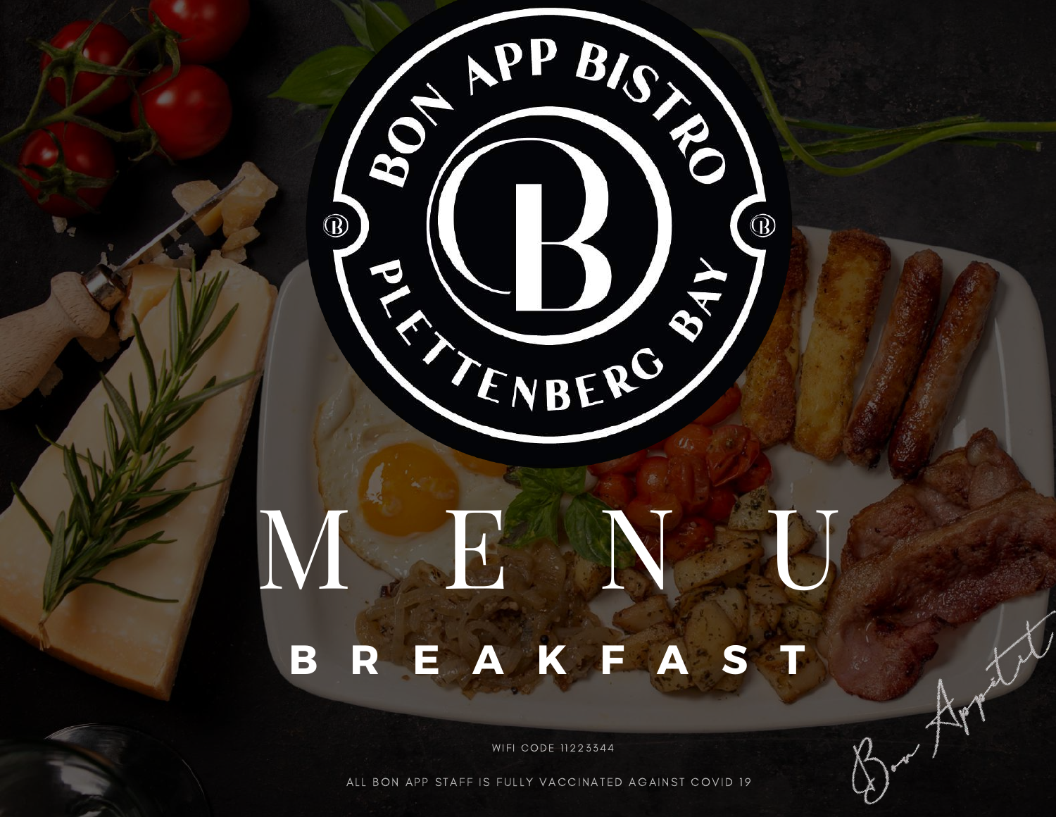BON APP BISTRO

PLETTENBERG BAY

# MENU

## BREAKFAST

WIFI CODE 11223344

ALL BON APP STAFF IS FULLY VACCINATED AGAINST COVID 19

Bon Appetit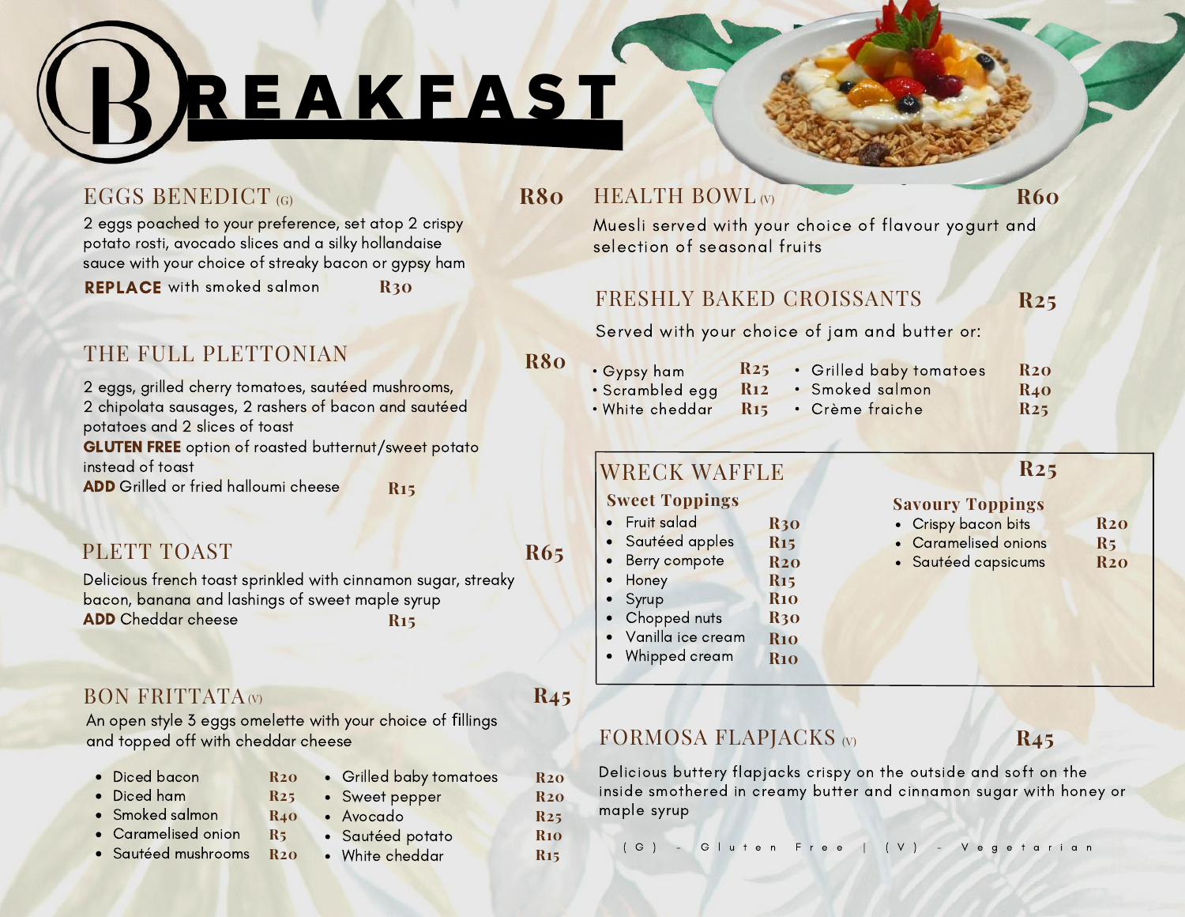# BREAKFAST

## EGGS BENEDICT (G) — R80

2 eggs poached to your preference, set atop 2 crispy potato rosti, avocado slices and a silky hollandaise sauce with your choice of streaky bacon or gypsy ham

**REPLACE** with smoked salmon R30

## THE FULL PLETTONIAN — R80

2 eggs, grilled cherry tomatoes, sautéed mushrooms, 2 chipolata sausages, 2 rashers of bacon and sautéed potatoes and 2 slices of toast

**GLUTEN FREE** option of roasted butternut/sweet potato instead of toast

**ADD** Grilled or fried halloumi cheese R15

## PLETT TOAST — R65

Delicious french toast sprinkled with cinnamon sugar, streaky bacon, banana and lashings of sweet maple syrup

**ADD** Cheddar cheese R15

## BON FRITTATA (V) — R45

An open style 3 eggs omelette with your choice of fillings and topped off with cheddar cheese

- Diced bacon R20
- Diced ham R25
- Smoked salmon R40
- Caramelised onion R5
- Sautéed mushrooms R20
- Grilled baby tomatoes R20
- Sweet pepper R20
- Avocado R25
- Sautéed potato R10
- White cheddar R15

## HEALTH BOWL (V) — R60

Muesli served with your choice of flavour yogurt and selection of seasonal fruits

## FRESHLY BAKED CROISSANTS — R25

Served with your choice of jam and butter or:

- Gypsy ham R25
- Scrambled egg R12
- White cheddar R15
- Grilled baby tomatoes R20
- Smoked salmon R40
- Crème fraiche R25

## WRECK WAFFLE — R25

**Sweet Toppings**

- Fruit salad R30
- Sautéed apples R15
- Berry compote R20
- Honey R15
- Syrup R10
- Chopped nuts R30
- Vanilla ice cream R10
- Whipped cream R10

**Savoury Toppings**

- Crispy bacon bits R20
- Caramelised onions R5
- Sautéed capsicums R20

## FORMOSA FLAPJACKS (V) — R45

Delicious buttery flapjacks crispy on the outside and soft on the inside smothered in creamy butter and cinnamon sugar with honey or maple syrup

(G) - Gluten Free | (V) - Vegetarian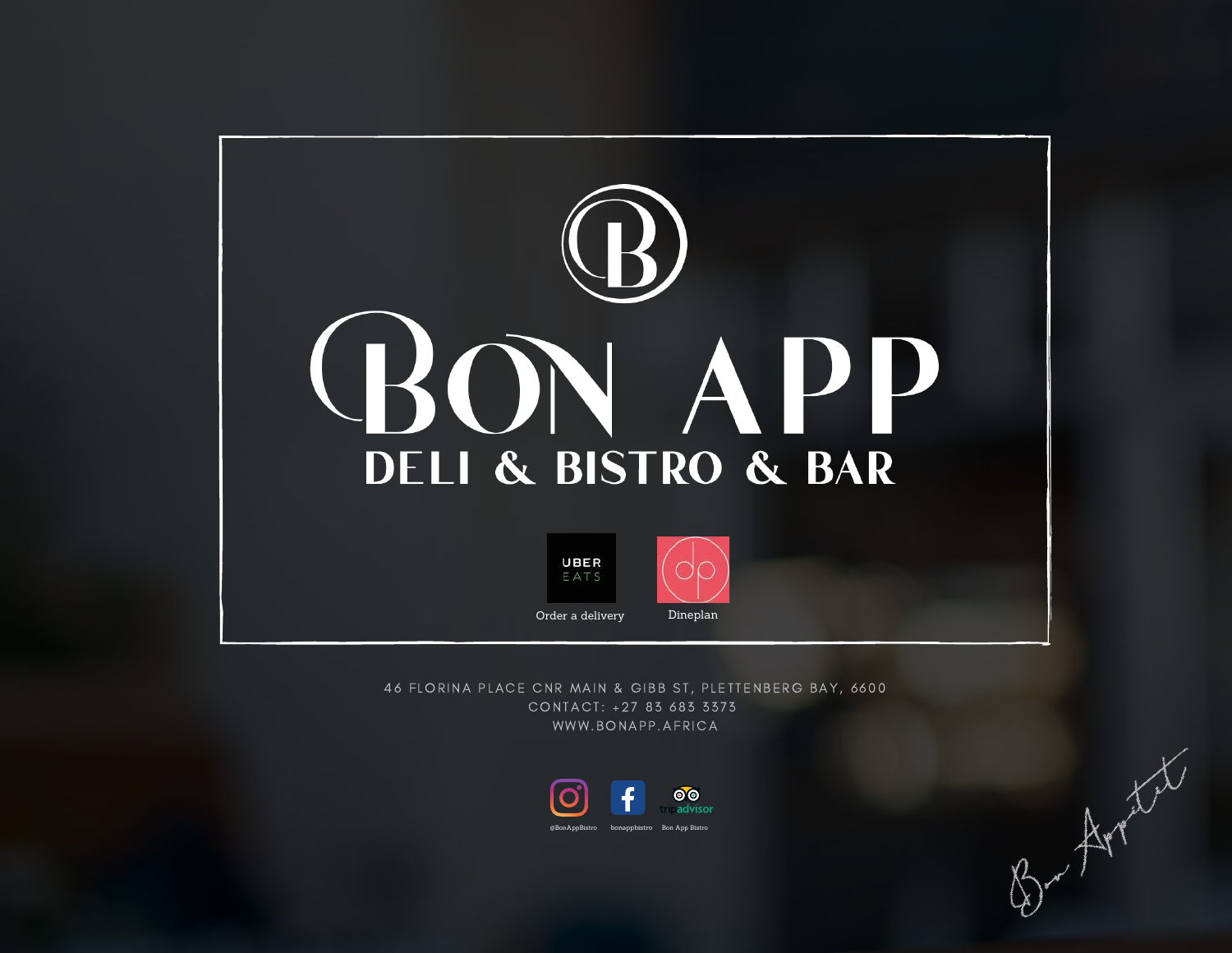# BON APP

## DELI & BISTRO & BAR

UBER EATS

Order a delivery

Dineplan

46 FLORINA PLACE CNR MAIN & GIBB ST, PLETTENBERG BAY, 6600

CONTACT: +27 83 683 3373

WWW.BONAPP.AFRICA

@BonAppBistro   bonappbistro   Bon App Bistro

Bon Appétit